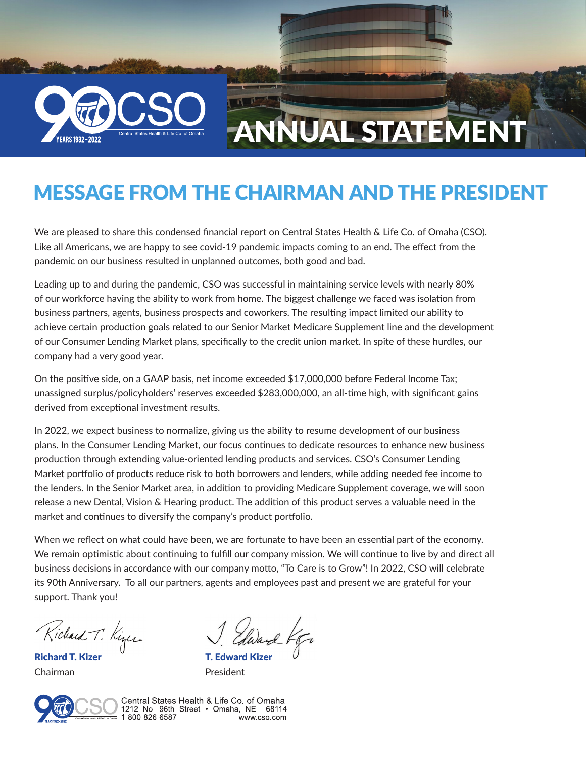# ANNUAL STATEMENT

90 YEARS 1932–2022 CSO Central States Health & Life Co. of Omaha

## MESSAGE FROM THE CHAIRMAN AND THE PRESIDENT

We are pleased to share this condensed financial report on Central States Health & Life Co. of Omaha (CSO). Like all Americans, we are happy to see covid-19 pandemic impacts coming to an end. The effect from the pandemic on our business resulted in unplanned outcomes, both good and bad.

Leading up to and during the pandemic, CSO was successful in maintaining service levels with nearly 80% of our workforce having the ability to work from home. The biggest challenge we faced was isolation from business partners, agents, business prospects and coworkers. The resulting impact limited our ability to achieve certain production goals related to our Senior Market Medicare Supplement line and the development of our Consumer Lending Market plans, specifically to the credit union market. In spite of these hurdles, our company had a very good year.

On the positive side, on a GAAP basis, net income exceeded $17,000,000 before Federal Income Tax; unassigned surplus/policyholders' reserves exceeded $283,000,000, an all-time high, with significant gains derived from exceptional investment results.

In 2022, we expect business to normalize, giving us the ability to resume development of our business plans. In the Consumer Lending Market, our focus continues to dedicate resources to enhance new business production through extending value-oriented lending products and services. CSO's Consumer Lending Market portfolio of products reduce risk to both borrowers and lenders, while adding needed fee income to the lenders. In the Senior Market area, in addition to providing Medicare Supplement coverage, we will soon release a new Dental, Vision & Hearing product. The addition of this product serves a valuable need in the market and continues to diversify the company's product portfolio.

When we reflect on what could have been, we are fortunate to have been an essential part of the economy. We remain optimistic about continuing to fulfill our company mission. We will continue to live by and direct all business decisions in accordance with our company motto, "To Care is to Grow"! In 2022, CSO will celebrate its 90th Anniversary. To all our partners, agents and employees past and present we are grateful for your support. Thank you!

**Richard T. Kizer**
Chairman

**T. Edward Kizer**
President

Central States Health & Life Co. of Omaha
1212 No. 96th Street • Omaha, NE 68114
1-800-826-6587
www.cso.com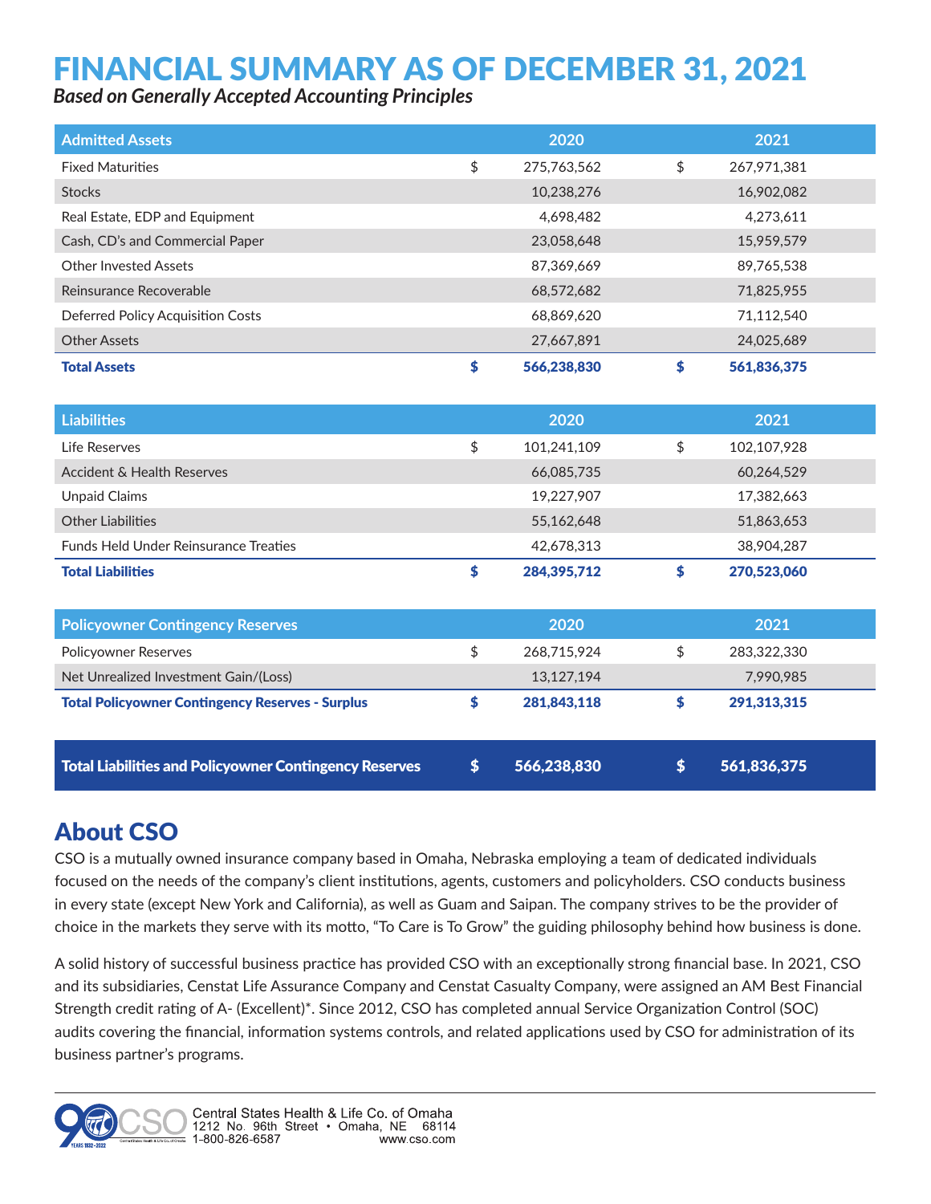# FINANCIAL SUMMARY AS OF DECEMBER 31, 2021

***Based on Generally Accepted Accounting Principles***

| Admitted Assets | | 2020 | | 2021 |
|---|---|---|---|---|
| Fixed Maturities | $ | 275,763,562 | $ | 267,971,381 |
| Stocks | | 10,238,276 | | 16,902,082 |
| Real Estate, EDP and Equipment | | 4,698,482 | | 4,273,611 |
| Cash, CD's and Commercial Paper | | 23,058,648 | | 15,959,579 |
| Other Invested Assets | | 87,369,669 | | 89,765,538 |
| Reinsurance Recoverable | | 68,572,682 | | 71,825,955 |
| Deferred Policy Acquisition Costs | | 68,869,620 | | 71,112,540 |
| Other Assets | | 27,667,891 | | 24,025,689 |
| **Total Assets** | **$** | **566,238,830** | **$** | **561,836,375** |

| Liabilities | | 2020 | | 2021 |
|---|---|---|---|---|
| Life Reserves | $ | 101,241,109 | $ | 102,107,928 |
| Accident & Health Reserves | | 66,085,735 | | 60,264,529 |
| Unpaid Claims | | 19,227,907 | | 17,382,663 |
| Other Liabilities | | 55,162,648 | | 51,863,653 |
| Funds Held Under Reinsurance Treaties | | 42,678,313 | | 38,904,287 |
| **Total Liabilities** | **$** | **284,395,712** | **$** | **270,523,060** |

| Policyowner Contingency Reserves | | 2020 | | 2021 |
|---|---|---|---|---|
| Policyowner Reserves | $ | 268,715,924 | $ | 283,322,330 |
| Net Unrealized Investment Gain/(Loss) | | 13,127,194 | | 7,990,985 |
| **Total Policyowner Contingency Reserves - Surplus** | **$** | **281,843,118** | **$** | **291,313,315** |

| | | | | |
|---|---|---|---|---|
| **Total Liabilities and Policyowner Contingency Reserves** | **$** | **566,238,830** | **$** | **561,836,375** |

## About CSO

CSO is a mutually owned insurance company based in Omaha, Nebraska employing a team of dedicated individuals focused on the needs of the company's client institutions, agents, customers and policyholders. CSO conducts business in every state (except New York and California), as well as Guam and Saipan. The company strives to be the provider of choice in the markets they serve with its motto, "To Care is To Grow" the guiding philosophy behind how business is done.

A solid history of successful business practice has provided CSO with an exceptionally strong financial base. In 2021, CSO and its subsidiaries, Censtat Life Assurance Company and Censtat Casualty Company, were assigned an AM Best Financial Strength credit rating of A- (Excellent)*. Since 2012, CSO has completed annual Service Organization Control (SOC) audits covering the financial, information systems controls, and related applications used by CSO for administration of its business partner's programs.

Central States Health & Life Co. of Omaha
1212 No. 96th Street • Omaha, NE 68114
1-800-826-6587 www.cso.com